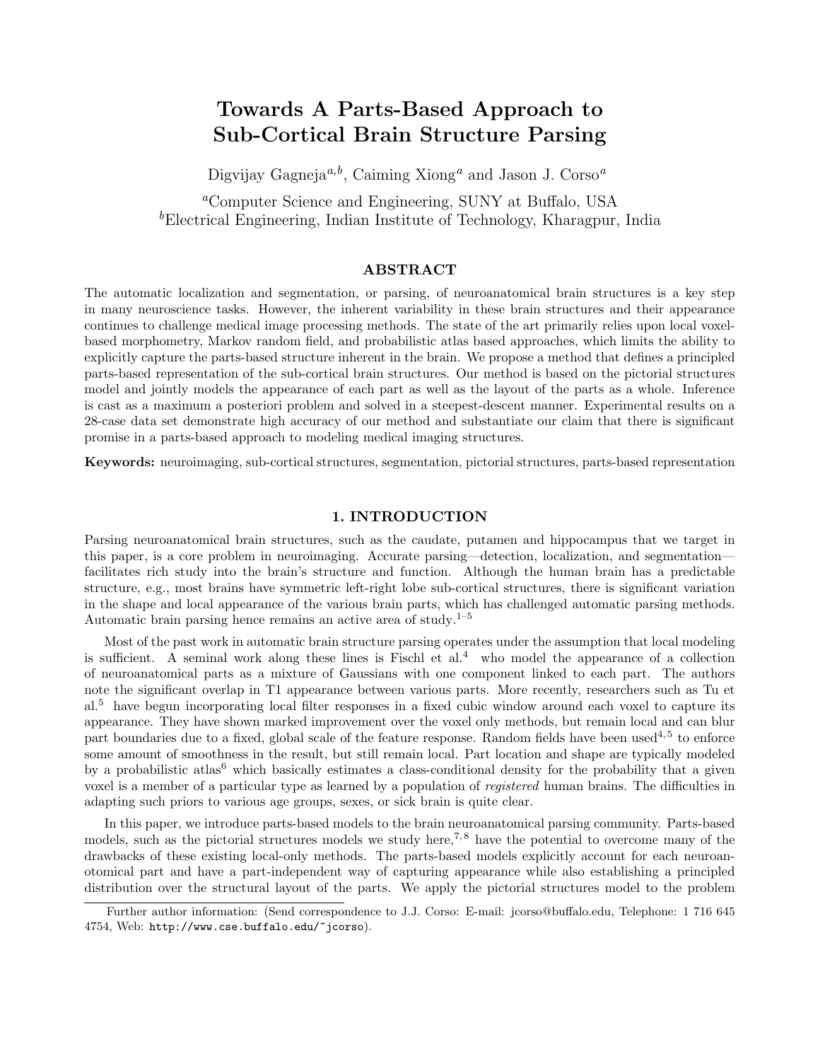# Towards A Parts-Based Approach to Sub-Cortical Brain Structure Parsing

Digvijay Gagneja[a,b], Caiming Xiong[a] and Jason J. Corso[a]

[a]Computer Science and Engineering, SUNY at Buffalo, USA
[b]Electrical Engineering, Indian Institute of Technology, Kharagpur, India

## ABSTRACT

The automatic localization and segmentation, or parsing, of neuroanatomical brain structures is a key step in many neuroscience tasks. However, the inherent variability in these brain structures and their appearance continues to challenge medical image processing methods. The state of the art primarily relies upon local voxel-based morphometry, Markov random field, and probabilistic atlas based approaches, which limits the ability to explicitly capture the parts-based structure inherent in the brain. We propose a method that defines a principled parts-based representation of the sub-cortical brain structures. Our method is based on the pictorial structures model and jointly models the appearance of each part as well as the layout of the parts as a whole. Inference is cast as a maximum a posteriori problem and solved in a steepest-descent manner. Experimental results on a 28-case data set demonstrate high accuracy of our method and substantiate our claim that there is significant promise in a parts-based approach to modeling medical imaging structures.

**Keywords:** neuroimaging, sub-cortical structures, segmentation, pictorial structures, parts-based representation

## 1. INTRODUCTION

Parsing neuroanatomical brain structures, such as the caudate, putamen and hippocampus that we target in this paper, is a core problem in neuroimaging. Accurate parsing—detection, localization, and segmentation—facilitates rich study into the brain's structure and function. Although the human brain has a predictable structure, e.g., most brains have symmetric left-right lobe sub-cortical structures, there is significant variation in the shape and local appearance of the various brain parts, which has challenged automatic parsing methods. Automatic brain parsing hence remains an active area of study.[1–5]

Most of the past work in automatic brain structure parsing operates under the assumption that local modeling is sufficient. A seminal work along these lines is Fischl et al.[4] who model the appearance of a collection of neuroanatomical parts as a mixture of Gaussians with one component linked to each part. The authors note the significant overlap in T1 appearance between various parts. More recently, researchers such as Tu et al.[5] have begun incorporating local filter responses in a fixed cubic window around each voxel to capture its appearance. They have shown marked improvement over the voxel only methods, but remain local and can blur part boundaries due to a fixed, global scale of the feature response. Random fields have been used[4,5] to enforce some amount of smoothness in the result, but still remain local. Part location and shape are typically modeled by a probabilistic atlas[6] which basically estimates a class-conditional density for the probability that a given voxel is a member of a particular type as learned by a population of *registered* human brains. The difficulties in adapting such priors to various age groups, sexes, or sick brain is quite clear.

In this paper, we introduce parts-based models to the brain neuroanatomical parsing community. Parts-based models, such as the pictorial structures models we study here,[7,8] have the potential to overcome many of the drawbacks of these existing local-only methods. The parts-based models explicitly account for each neuroanotomical part and have a part-independent way of capturing appearance while also establishing a principled distribution over the structural layout of the parts. We apply the pictorial structures model to the problem

Further author information: (Send correspondence to J.J. Corso: E-mail: jcorso@buffalo.edu, Telephone: 1 716 645 4754, Web: http://www.cse.buffalo.edu/~jcorso).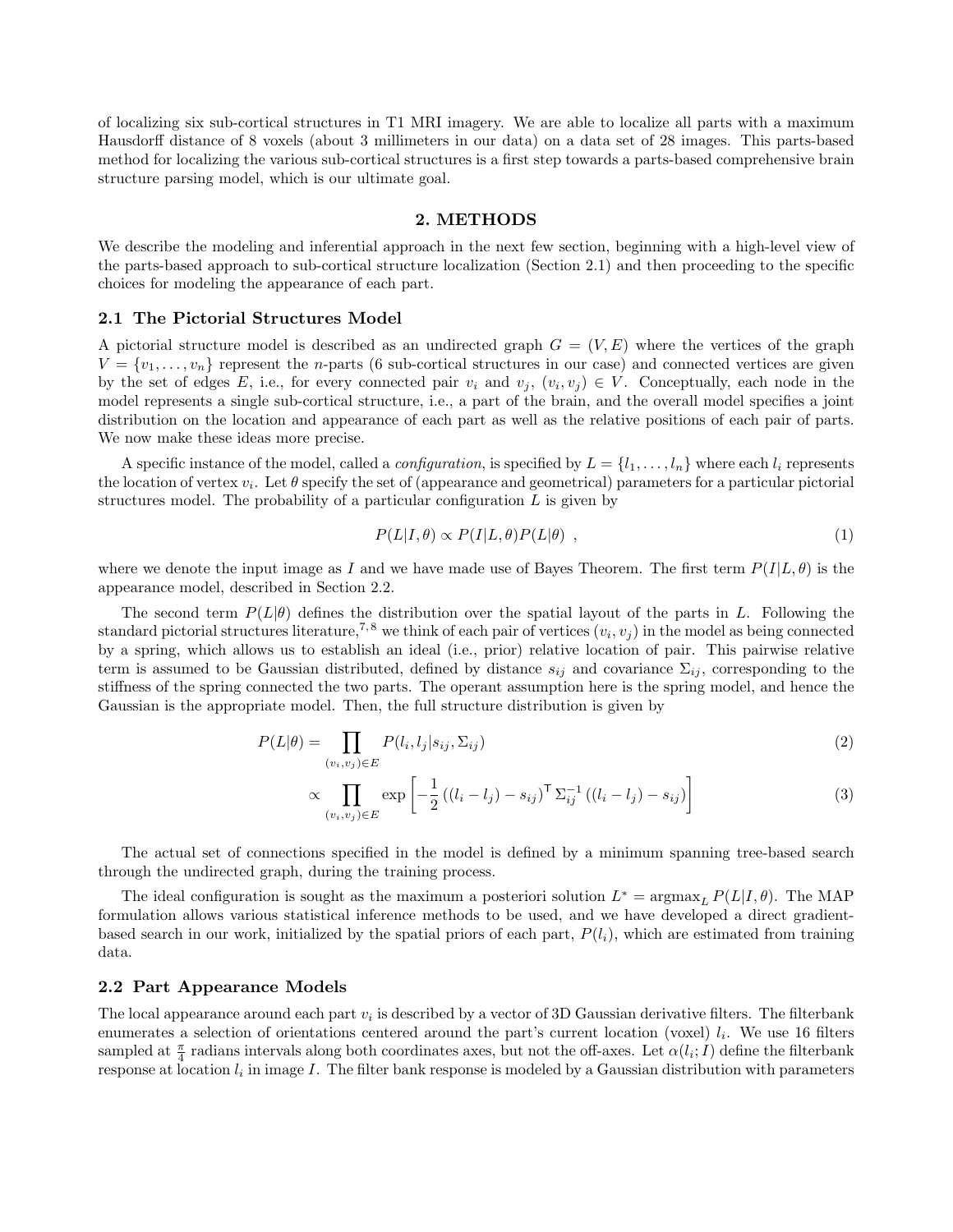of localizing six sub-cortical structures in T1 MRI imagery. We are able to localize all parts with a maximum Hausdorff distance of 8 voxels (about 3 millimeters in our data) on a data set of 28 images. This parts-based method for localizing the various sub-cortical structures is a first step towards a parts-based comprehensive brain structure parsing model, which is our ultimate goal.

## 2. METHODS

We describe the modeling and inferential approach in the next few section, beginning with a high-level view of the parts-based approach to sub-cortical structure localization (Section 2.1) and then proceeding to the specific choices for modeling the appearance of each part.

### 2.1 The Pictorial Structures Model

A pictorial structure model is described as an undirected graph $G = (V, E)$ where the vertices of the graph $V = \{v_1, \ldots, v_n\}$ represent the $n$-parts (6 sub-cortical structures in our case) and connected vertices are given by the set of edges $E$, i.e., for every connected pair $v_i$ and $v_j$, $(v_i, v_j) \in V$. Conceptually, each node in the model represents a single sub-cortical structure, i.e., a part of the brain, and the overall model specifies a joint distribution on the location and appearance of each part as well as the relative positions of each pair of parts. We now make these ideas more precise.

A specific instance of the model, called a *configuration*, is specified by $L = \{l_1, \ldots, l_n\}$ where each $l_i$ represents the location of vertex $v_i$. Let $\theta$ specify the set of (appearance and geometrical) parameters for a particular pictorial structures model. The probability of a particular configuration $L$ is given by

$$P(L|I, \theta) \propto P(I|L, \theta)P(L|\theta) \ , \tag{1}$$

where we denote the input image as $I$ and we have made use of Bayes Theorem. The first term $P(I|L, \theta)$ is the appearance model, described in Section 2.2.

The second term $P(L|\theta)$ defines the distribution over the spatial layout of the parts in $L$. Following the standard pictorial structures literature,[7,8] we think of each pair of vertices $(v_i, v_j)$ in the model as being connected by a spring, which allows us to establish an ideal (i.e., prior) relative location of pair. This pairwise relative term is assumed to be Gaussian distributed, defined by distance $s_{ij}$ and covariance $\Sigma_{ij}$, corresponding to the stiffness of the spring connected the two parts. The operant assumption here is the spring model, and hence the Gaussian is the appropriate model. Then, the full structure distribution is given by

$$P(L|\theta) = \prod_{(v_i,v_j)\in E} P(l_i, l_j | s_{ij}, \Sigma_{ij}) \tag{2}$$

$$\propto \prod_{(v_i,v_j)\in E} \exp\left[-\frac{1}{2}\left((l_i - l_j) - s_{ij}\right)^{\mathsf{T}} \Sigma_{ij}^{-1} \left((l_i - l_j) - s_{ij}\right)\right] \tag{3}$$

The actual set of connections specified in the model is defined by a minimum spanning tree-based search through the undirected graph, during the training process.

The ideal configuration is sought as the maximum a posteriori solution $L^* = \text{argmax}_L \, P(L|I, \theta)$. The MAP formulation allows various statistical inference methods to be used, and we have developed a direct gradient-based search in our work, initialized by the spatial priors of each part, $P(l_i)$, which are estimated from training data.

### 2.2 Part Appearance Models

The local appearance around each part $v_i$ is described by a vector of 3D Gaussian derivative filters. The filterbank enumerates a selection of orientations centered around the part's current location (voxel) $l_i$. We use 16 filters sampled at $\frac{\pi}{4}$ radians intervals along both coordinates axes, but not the off-axes. Let $\alpha(l_i; I)$ define the filterbank response at location $l_i$ in image $I$. The filter bank response is modeled by a Gaussian distribution with parameters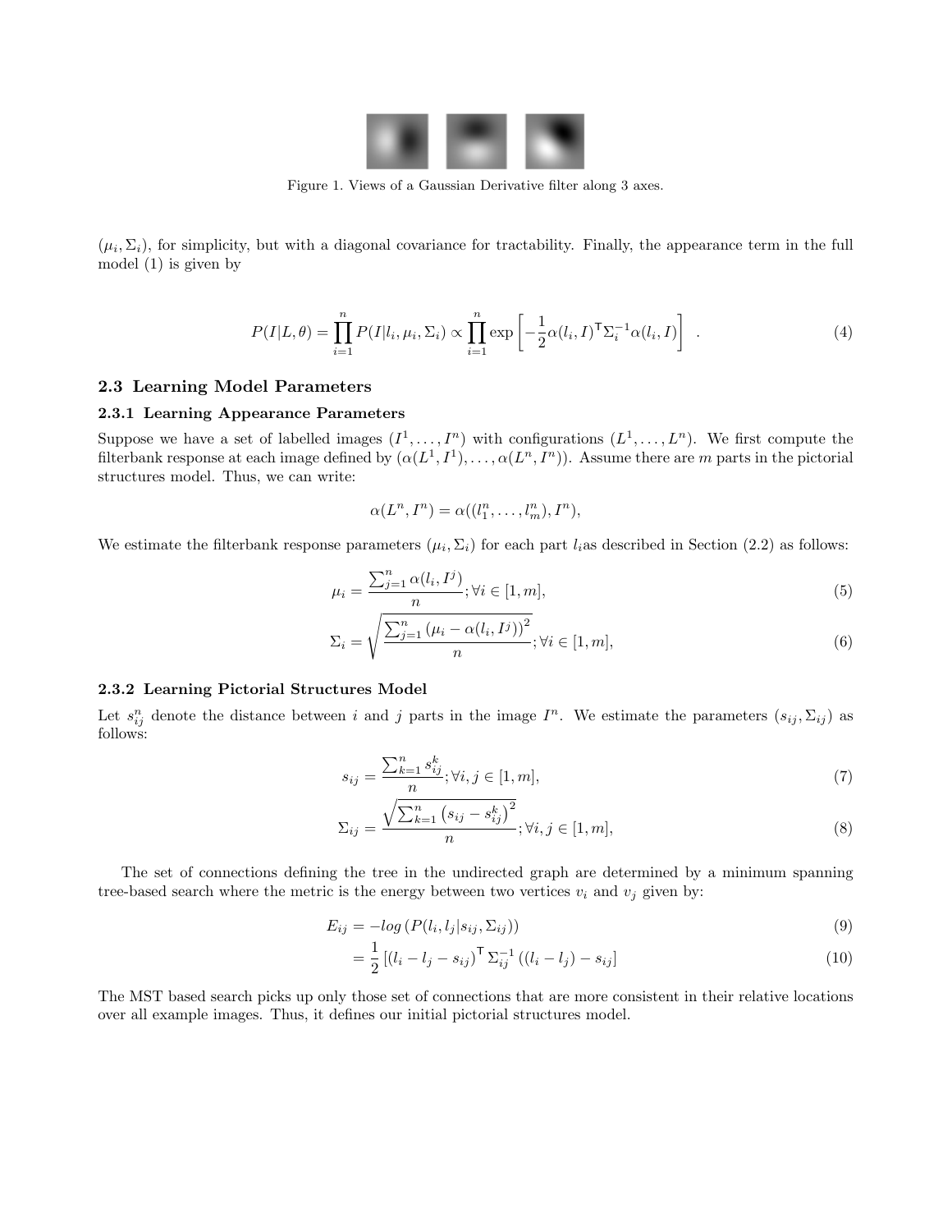Figure 1. Views of a Gaussian Derivative filter along 3 axes.

$(\mu_i, \Sigma_i)$, for simplicity, but with a diagonal covariance for tractability. Finally, the appearance term in the full model (1) is given by

$$P(I|L,\theta) = \prod_{i=1}^{n} P(I|l_i, \mu_i, \Sigma_i) \propto \prod_{i=1}^{n} \exp\left[-\frac{1}{2}\alpha(l_i, I)^{\mathsf{T}} \Sigma_i^{-1} \alpha(l_i, I)\right] \quad . \tag{4}$$

### 2.3 Learning Model Parameters

#### 2.3.1 Learning Appearance Parameters

Suppose we have a set of labelled images $(I^1, \ldots, I^n)$ with configurations $(L^1, \ldots, L^n)$. We first compute the filterbank response at each image defined by $(\alpha(L^1, I^1), \ldots, \alpha(L^n, I^n))$. Assume there are $m$ parts in the pictorial structures model. Thus, we can write:

$$\alpha(L^n, I^n) = \alpha((l_1^n, \ldots, l_m^n), I^n),$$

We estimate the filterbank response parameters $(\mu_i, \Sigma_i)$ for each part $l_i$as described in Section (2.2) as follows:

$$\mu_i = \frac{\sum_{j=1}^{n} \alpha(l_i, I^j)}{n}; \forall i \in [1, m], \tag{5}$$

$$\Sigma_i = \sqrt{\frac{\sum_{j=1}^{n} \left(\mu_i - \alpha(l_i, I^j)\right)^2}{n}}; \forall i \in [1, m], \tag{6}$$

#### 2.3.2 Learning Pictorial Structures Model

Let $s_{ij}^n$ denote the distance between $i$ and $j$ parts in the image $I^n$. We estimate the parameters $(s_{ij}, \Sigma_{ij})$ as follows:

$$s_{ij} = \frac{\sum_{k=1}^{n} s_{ij}^k}{n}; \forall i, j \in [1, m], \tag{7}$$

$$\Sigma_{ij} = \frac{\sqrt{\sum_{k=1}^{n} \left(s_{ij} - s_{ij}^k\right)^2}}{n}; \forall i, j \in [1, m], \tag{8}$$

The set of connections defining the tree in the undirected graph are determined by a minimum spanning tree-based search where the metric is the energy between two vertices $v_i$ and $v_j$ given by:

$$E_{ij} = -log\left(P(l_i, l_j | s_{ij}, \Sigma_{ij})\right) \tag{9}$$

$$= \frac{1}{2}\left[(l_i - l_j - s_{ij})^{\mathsf{T}} \Sigma_{ij}^{-1} \left((l_i - l_j) - s_{ij}\right]\right. \tag{10}$$

The MST based search picks up only those set of connections that are more consistent in their relative locations over all example images. Thus, it defines our initial pictorial structures model.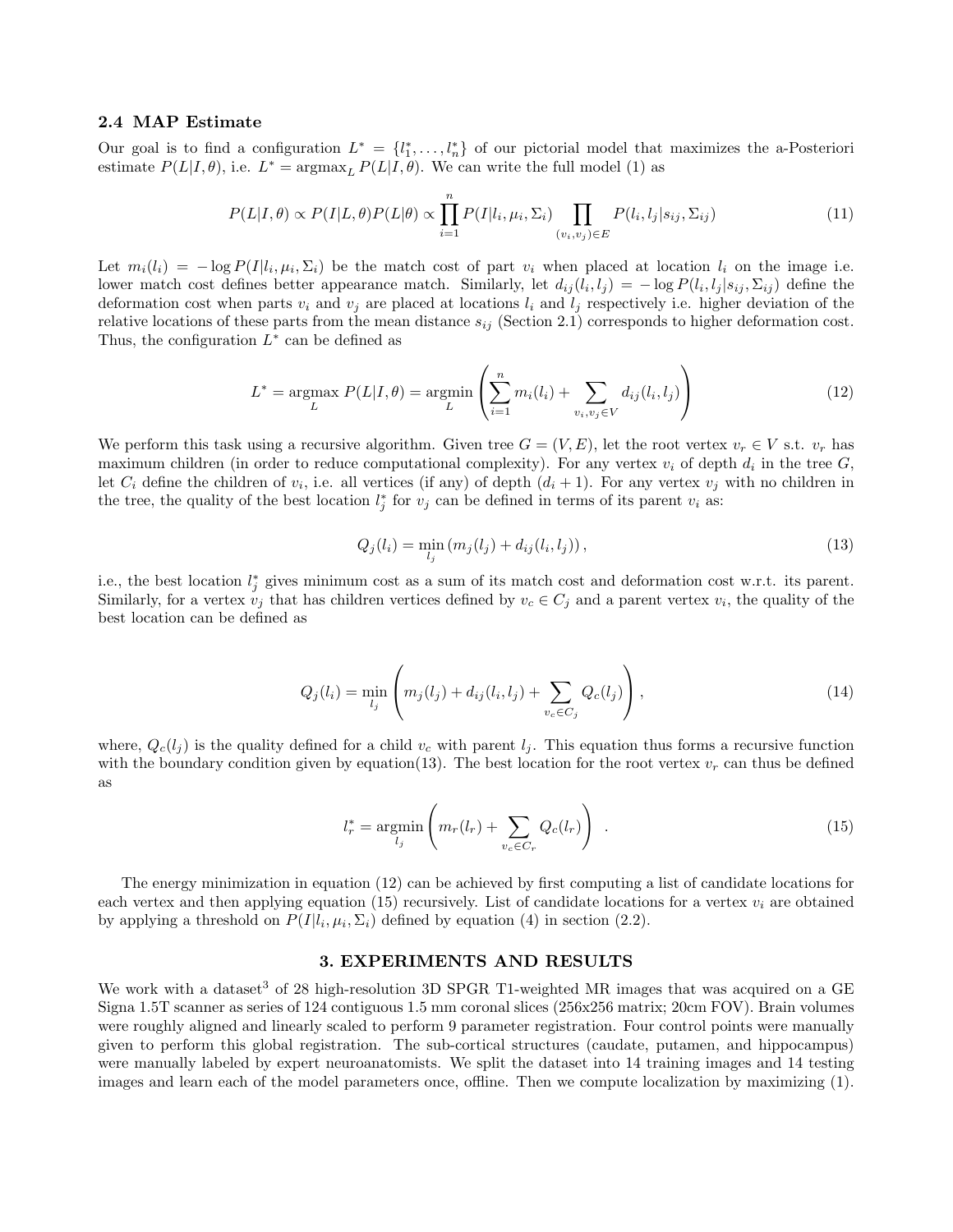### 2.4 MAP Estimate

Our goal is to find a configuration $L^* = \{l_1^*, \ldots, l_n^*\}$ of our pictorial model that maximizes the a-Posteriori estimate $P(L|I, \theta)$, i.e. $L^* = \text{argmax}_L P(L|I, \theta)$. We can write the full model (1) as

$$P(L|I,\theta) \propto P(I|L,\theta)P(L|\theta) \propto \prod_{i=1}^{n} P(I|l_i, \mu_i, \Sigma_i) \prod_{(v_i,v_j)\in E} P(l_i, l_j|s_{ij}, \Sigma_{ij}) \tag{11}$$

Let $m_i(l_i) = -\log P(I|l_i, \mu_i, \Sigma_i)$ be the match cost of part $v_i$ when placed at location $l_i$ on the image i.e. lower match cost defines better appearance match. Similarly, let $d_{ij}(l_i, l_j) = -\log P(l_i, l_j|s_{ij}, \Sigma_{ij})$ define the deformation cost when parts $v_i$ and $v_j$ are placed at locations $l_i$ and $l_j$ respectively i.e. higher deviation of the relative locations of these parts from the mean distance $s_{ij}$ (Section 2.1) corresponds to higher deformation cost. Thus, the configuration $L^*$ can be defined as

$$L^* = \underset{L}{\text{argmax}}\ P(L|I,\theta) = \underset{L}{\text{argmin}} \left( \sum_{i=1}^{n} m_i(l_i) + \sum_{v_i,v_j \in V} d_{ij}(l_i, l_j) \right) \tag{12}$$

We perform this task using a recursive algorithm. Given tree $G = (V, E)$, let the root vertex $v_r \in V$ s.t. $v_r$ has maximum children (in order to reduce computational complexity). For any vertex $v_i$ of depth $d_i$ in the tree $G$, let $C_i$ define the children of $v_i$, i.e. all vertices (if any) of depth $(d_i + 1)$. For any vertex $v_j$ with no children in the tree, the quality of the best location $l_j^*$ for $v_j$ can be defined in terms of its parent $v_i$ as:

$$Q_j(l_i) = \min_{l_j} \left( m_j(l_j) + d_{ij}(l_i, l_j) \right), \tag{13}$$

i.e., the best location $l_j^*$ gives minimum cost as a sum of its match cost and deformation cost w.r.t. its parent. Similarly, for a vertex $v_j$ that has children vertices defined by $v_c \in C_j$ and a parent vertex $v_i$, the quality of the best location can be defined as

$$Q_j(l_i) = \min_{l_j} \left( m_j(l_j) + d_{ij}(l_i, l_j) + \sum_{v_c \in C_j} Q_c(l_j) \right), \tag{14}$$

where, $Q_c(l_j)$ is the quality defined for a child $v_c$ with parent $l_j$. This equation thus forms a recursive function with the boundary condition given by equation(13). The best location for the root vertex $v_r$ can thus be defined as

$$l_r^* = \underset{l_j}{\text{argmin}} \left( m_r(l_r) + \sum_{v_c \in C_r} Q_c(l_r) \right) \quad . \tag{15}$$

The energy minimization in equation (12) can be achieved by first computing a list of candidate locations for each vertex and then applying equation (15) recursively. List of candidate locations for a vertex $v_i$ are obtained by applying a threshold on $P(I|l_i, \mu_i, \Sigma_i)$ defined by equation (4) in section (2.2).

## 3. EXPERIMENTS AND RESULTS

We work with a dataset[3] of 28 high-resolution 3D SPGR T1-weighted MR images that was acquired on a GE Signa 1.5T scanner as series of 124 contiguous 1.5 mm coronal slices (256x256 matrix; 20cm FOV). Brain volumes were roughly aligned and linearly scaled to perform 9 parameter registration. Four control points were manually given to perform this global registration. The sub-cortical structures (caudate, putamen, and hippocampus) were manually labeled by expert neuroanatomists. We split the dataset into 14 training images and 14 testing images and learn each of the model parameters once, offline. Then we compute localization by maximizing (1).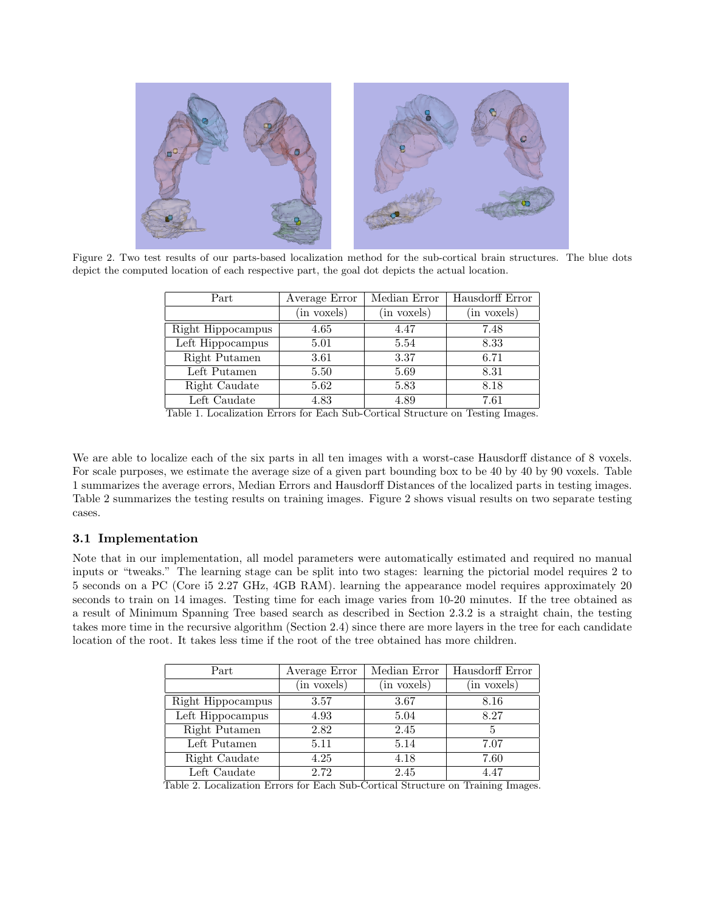Figure 2. Two test results of our parts-based localization method for the sub-cortical brain structures. The blue dots depict the computed location of each respective part, the goal dot depicts the actual location.

| Part | Average Error | Median Error | Hausdorff Error |
|---|---|---|---|
| | (in voxels) | (in voxels) | (in voxels) |
| Right Hippocampus | 4.65 | 4.47 | 7.48 |
| Left Hippocampus | 5.01 | 5.54 | 8.33 |
| Right Putamen | 3.61 | 3.37 | 6.71 |
| Left Putamen | 5.50 | 5.69 | 8.31 |
| Right Caudate | 5.62 | 5.83 | 8.18 |
| Left Caudate | 4.83 | 4.89 | 7.61 |

Table 1. Localization Errors for Each Sub-Cortical Structure on Testing Images.

We are able to localize each of the six parts in all ten images with a worst-case Hausdorff distance of 8 voxels. For scale purposes, we estimate the average size of a given part bounding box to be 40 by 40 by 90 voxels. Table 1 summarizes the average errors, Median Errors and Hausdorff Distances of the localized parts in testing images. Table 2 summarizes the testing results on training images. Figure 2 shows visual results on two separate testing cases.

### 3.1 Implementation

Note that in our implementation, all model parameters were automatically estimated and required no manual inputs or "tweaks." The learning stage can be split into two stages: learning the pictorial model requires 2 to 5 seconds on a PC (Core i5 2.27 GHz, 4GB RAM). learning the appearance model requires approximately 20 seconds to train on 14 images. Testing time for each image varies from 10-20 minutes. If the tree obtained as a result of Minimum Spanning Tree based search as described in Section 2.3.2 is a straight chain, the testing takes more time in the recursive algorithm (Section 2.4) since there are more layers in the tree for each candidate location of the root. It takes less time if the root of the tree obtained has more children.

| Part | Average Error | Median Error | Hausdorff Error |
|---|---|---|---|
| | (in voxels) | (in voxels) | (in voxels) |
| Right Hippocampus | 3.57 | 3.67 | 8.16 |
| Left Hippocampus | 4.93 | 5.04 | 8.27 |
| Right Putamen | 2.82 | 2.45 | 5 |
| Left Putamen | 5.11 | 5.14 | 7.07 |
| Right Caudate | 4.25 | 4.18 | 7.60 |
| Left Caudate | 2.72 | 2.45 | 4.47 |

Table 2. Localization Errors for Each Sub-Cortical Structure on Training Images.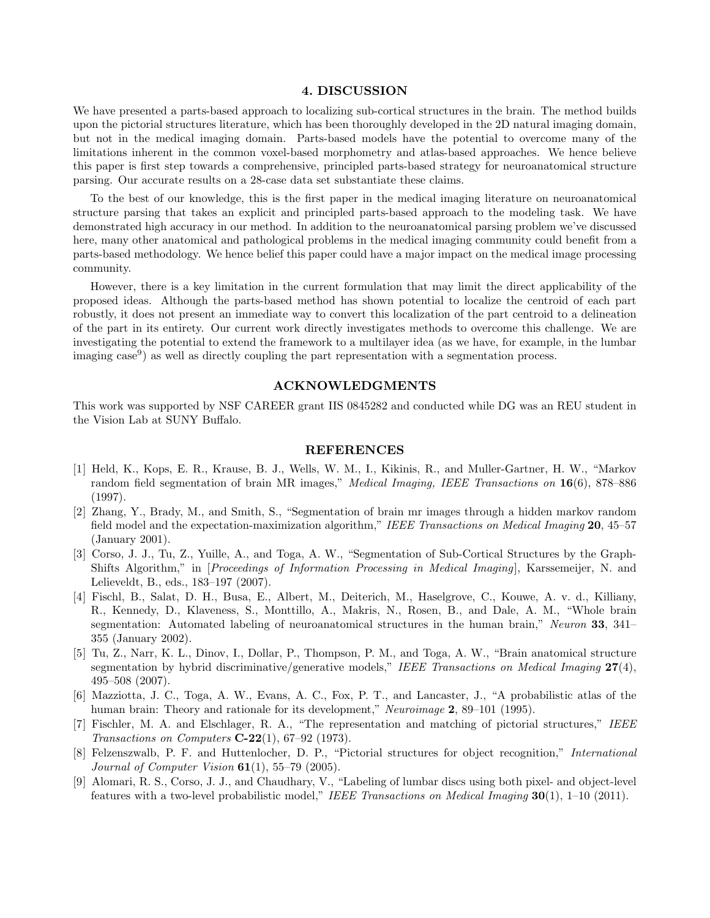## 4. DISCUSSION

We have presented a parts-based approach to localizing sub-cortical structures in the brain. The method builds upon the pictorial structures literature, which has been thoroughly developed in the 2D natural imaging domain, but not in the medical imaging domain. Parts-based models have the potential to overcome many of the limitations inherent in the common voxel-based morphometry and atlas-based approaches. We hence believe this paper is first step towards a comprehensive, principled parts-based strategy for neuroanatomical structure parsing. Our accurate results on a 28-case data set substantiate these claims.

To the best of our knowledge, this is the first paper in the medical imaging literature on neuroanatomical structure parsing that takes an explicit and principled parts-based approach to the modeling task. We have demonstrated high accuracy in our method. In addition to the neuroanatomical parsing problem we've discussed here, many other anatomical and pathological problems in the medical imaging community could benefit from a parts-based methodology. We hence belief this paper could have a major impact on the medical image processing community.

However, there is a key limitation in the current formulation that may limit the direct applicability of the proposed ideas. Although the parts-based method has shown potential to localize the centroid of each part robustly, it does not present an immediate way to convert this localization of the part centroid to a delineation of the part in its entirety. Our current work directly investigates methods to overcome this challenge. We are investigating the potential to extend the framework to a multilayer idea (as we have, for example, in the lumbar imaging case[9]) as well as directly coupling the part representation with a segmentation process.

## ACKNOWLEDGMENTS

This work was supported by NSF CAREER grant IIS 0845282 and conducted while DG was an REU student in the Vision Lab at SUNY Buffalo.

## REFERENCES

[1] Held, K., Kops, E. R., Krause, B. J., Wells, W. M., I., Kikinis, R., and Muller-Gartner, H. W., "Markov random field segmentation of brain MR images," *Medical Imaging, IEEE Transactions on* **16**(6), 878–886 (1997).

[2] Zhang, Y., Brady, M., and Smith, S., "Segmentation of brain mr images through a hidden markov random field model and the expectation-maximization algorithm," *IEEE Transactions on Medical Imaging* **20**, 45–57 (January 2001).

[3] Corso, J. J., Tu, Z., Yuille, A., and Toga, A. W., "Segmentation of Sub-Cortical Structures by the Graph-Shifts Algorithm," in [*Proceedings of Information Processing in Medical Imaging*], Karssemeijer, N. and Lelieveldt, B., eds., 183–197 (2007).

[4] Fischl, B., Salat, D. H., Busa, E., Albert, M., Deiterich, M., Haselgrove, C., Kouwe, A. v. d., Killiany, R., Kennedy, D., Klaveness, S., Monttillo, A., Makris, N., Rosen, B., and Dale, A. M., "Whole brain segmentation: Automated labeling of neuroanatomical structures in the human brain," *Neuron* **33**, 341–355 (January 2002).

[5] Tu, Z., Narr, K. L., Dinov, I., Dollar, P., Thompson, P. M., and Toga, A. W., "Brain anatomical structure segmentation by hybrid discriminative/generative models," *IEEE Transactions on Medical Imaging* **27**(4), 495–508 (2007).

[6] Mazziotta, J. C., Toga, A. W., Evans, A. C., Fox, P. T., and Lancaster, J., "A probabilistic atlas of the human brain: Theory and rationale for its development," *Neuroimage* **2**, 89–101 (1995).

[7] Fischler, M. A. and Elschlager, R. A., "The representation and matching of pictorial structures," *IEEE Transactions on Computers* **C-22**(1), 67–92 (1973).

[8] Felzenszwalb, P. F. and Huttenlocher, D. P., "Pictorial structures for object recognition," *International Journal of Computer Vision* **61**(1), 55–79 (2005).

[9] Alomari, R. S., Corso, J. J., and Chaudhary, V., "Labeling of lumbar discs using both pixel- and object-level features with a two-level probabilistic model," *IEEE Transactions on Medical Imaging* **30**(1), 1–10 (2011).